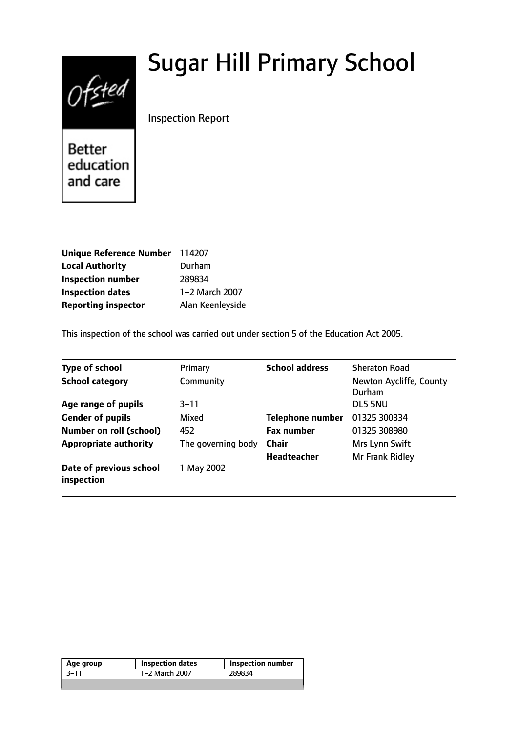# Sugar Hill Primary School

Inspection Report

Better education and care

| | |
|---|---|
| **Unique Reference Number** | 114207 |
| **Local Authority** | Durham |
| **Inspection number** | 289834 |
| **Inspection dates** | 1–2 March 2007 |
| **Reporting inspector** | Alan Keenleyside |

This inspection of the school was carried out under section 5 of the Education Act 2005.

| | | | |
|---|---|---|---|
| **Type of school** | Primary | **School address** | Sheraton Road |
| **School category** | Community | | Newton Aycliffe, County Durham |
| **Age range of pupils** | 3–11 | | DL5 5NU |
| **Gender of pupils** | Mixed | **Telephone number** | 01325 300334 |
| **Number on roll (school)** | 452 | **Fax number** | 01325 308980 |
| **Appropriate authority** | The governing body | **Chair** | Mrs Lynn Swift |
| | | **Headteacher** | Mr Frank Ridley |
| **Date of previous school inspection** | 1 May 2002 | | |

| Age group | Inspection dates | Inspection number |
|---|---|---|
| 3–11 | 1–2 March 2007 | 289834 |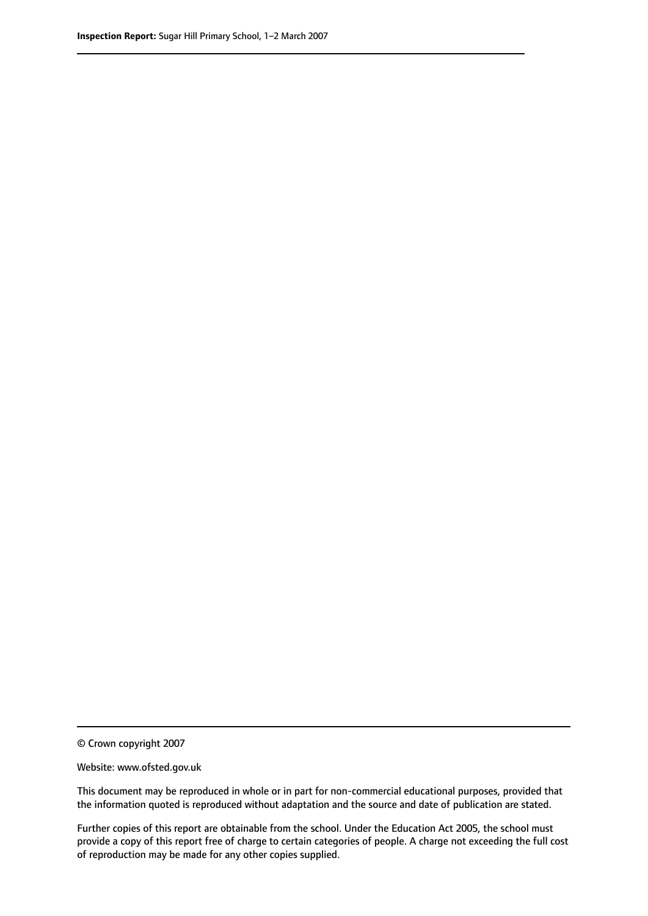© Crown copyright 2007

Website: www.ofsted.gov.uk

This document may be reproduced in whole or in part for non-commercial educational purposes, provided that the information quoted is reproduced without adaptation and the source and date of publication are stated.

Further copies of this report are obtainable from the school. Under the Education Act 2005, the school must provide a copy of this report free of charge to certain categories of people. A charge not exceeding the full cost of reproduction may be made for any other copies supplied.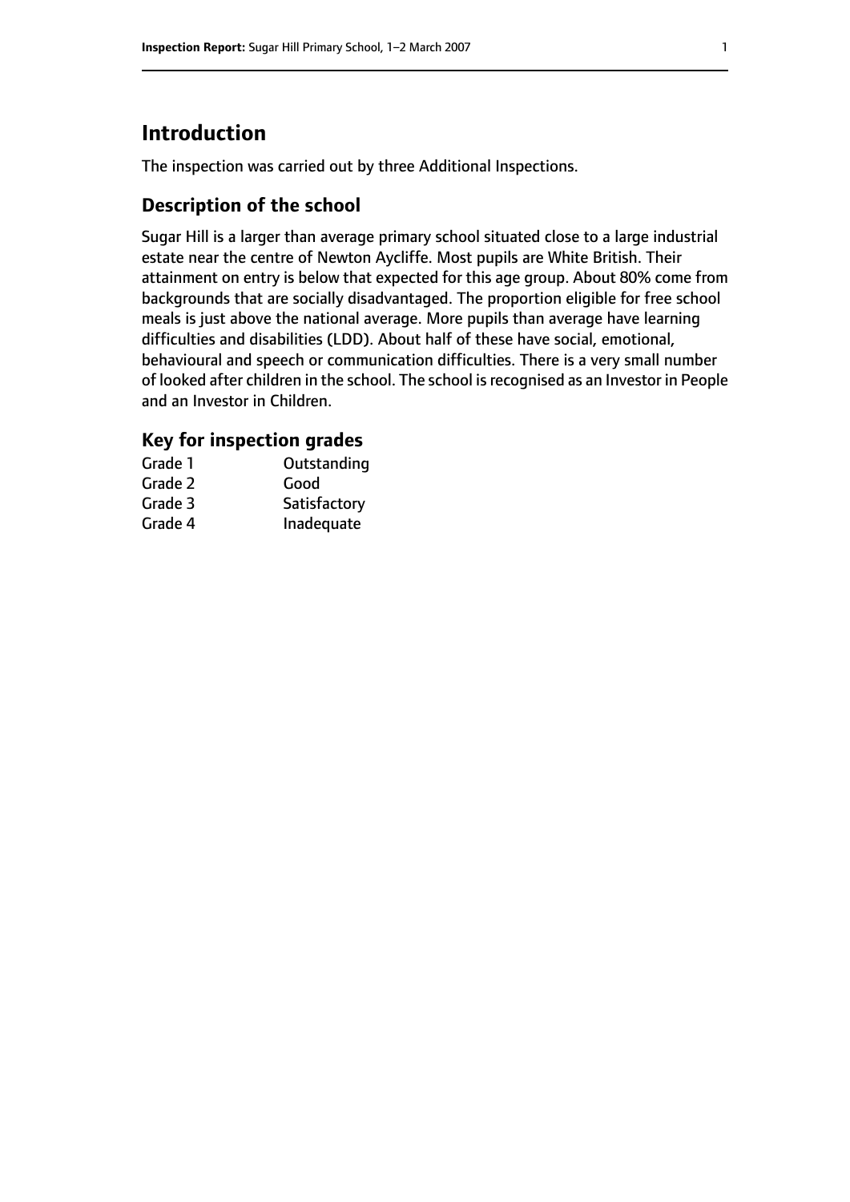## Introduction

The inspection was carried out by three Additional Inspections.

### Description of the school

Sugar Hill is a larger than average primary school situated close to a large industrial estate near the centre of Newton Aycliffe. Most pupils are White British. Their attainment on entry is below that expected for this age group. About 80% come from backgrounds that are socially disadvantaged. The proportion eligible for free school meals is just above the national average. More pupils than average have learning difficulties and disabilities (LDD). About half of these have social, emotional, behavioural and speech or communication difficulties. There is a very small number of looked after children in the school. The school is recognised as an Investor in People and an Investor in Children.

### Key for inspection grades

| | |
|---|---|
| Grade 1 | Outstanding |
| Grade 2 | Good |
| Grade 3 | Satisfactory |
| Grade 4 | Inadequate |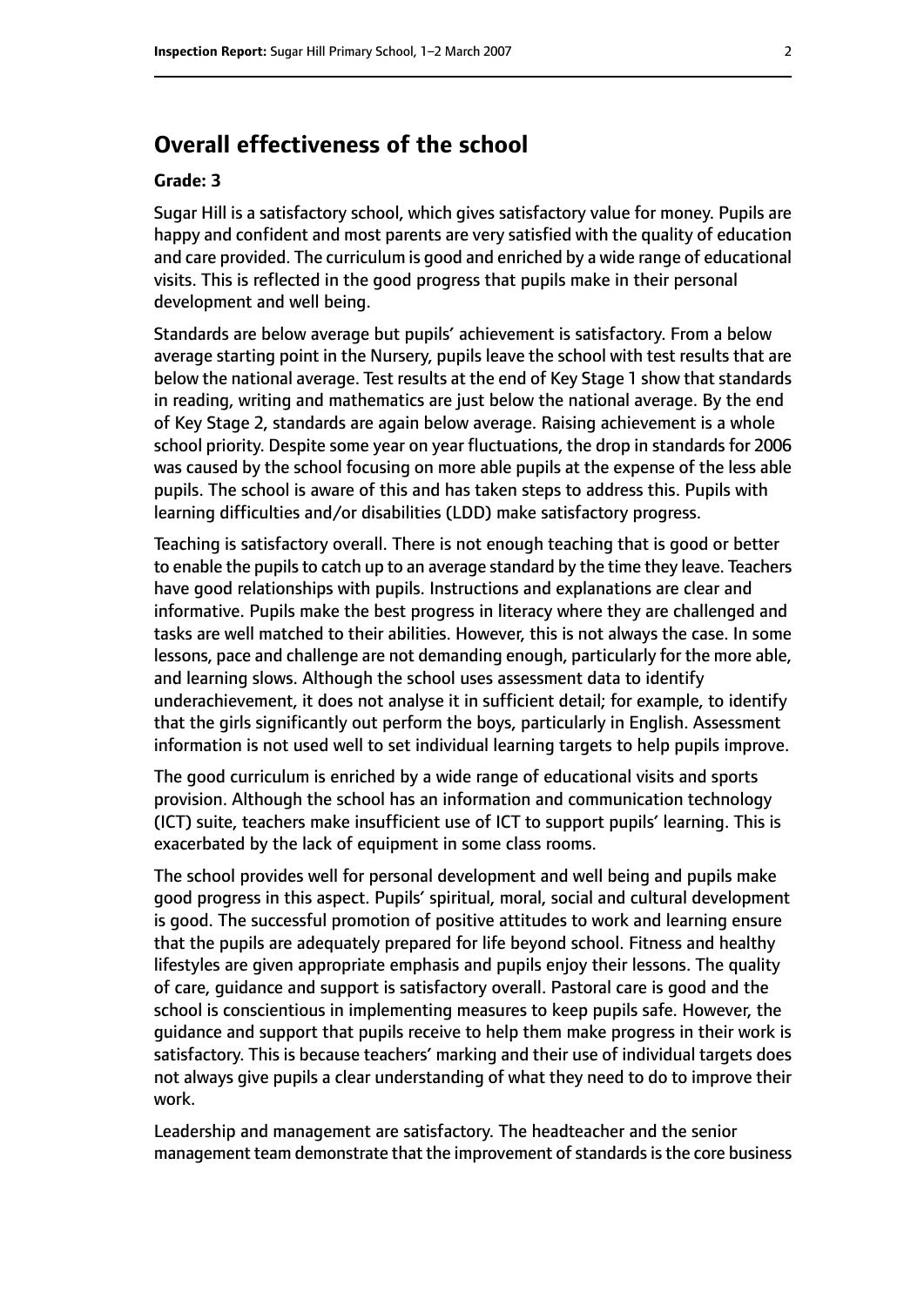## Overall effectiveness of the school

**Grade: 3**

Sugar Hill is a satisfactory school, which gives satisfactory value for money. Pupils are happy and confident and most parents are very satisfied with the quality of education and care provided. The curriculum is good and enriched by a wide range of educational visits. This is reflected in the good progress that pupils make in their personal development and well being.

Standards are below average but pupils' achievement is satisfactory. From a below average starting point in the Nursery, pupils leave the school with test results that are below the national average. Test results at the end of Key Stage 1 show that standards in reading, writing and mathematics are just below the national average. By the end of Key Stage 2, standards are again below average. Raising achievement is a whole school priority. Despite some year on year fluctuations, the drop in standards for 2006 was caused by the school focusing on more able pupils at the expense of the less able pupils. The school is aware of this and has taken steps to address this. Pupils with learning difficulties and/or disabilities (LDD) make satisfactory progress.

Teaching is satisfactory overall. There is not enough teaching that is good or better to enable the pupils to catch up to an average standard by the time they leave. Teachers have good relationships with pupils. Instructions and explanations are clear and informative. Pupils make the best progress in literacy where they are challenged and tasks are well matched to their abilities. However, this is not always the case. In some lessons, pace and challenge are not demanding enough, particularly for the more able, and learning slows. Although the school uses assessment data to identify underachievement, it does not analyse it in sufficient detail; for example, to identify that the girls significantly out perform the boys, particularly in English. Assessment information is not used well to set individual learning targets to help pupils improve.

The good curriculum is enriched by a wide range of educational visits and sports provision. Although the school has an information and communication technology (ICT) suite, teachers make insufficient use of ICT to support pupils' learning. This is exacerbated by the lack of equipment in some class rooms.

The school provides well for personal development and well being and pupils make good progress in this aspect. Pupils' spiritual, moral, social and cultural development is good. The successful promotion of positive attitudes to work and learning ensure that the pupils are adequately prepared for life beyond school. Fitness and healthy lifestyles are given appropriate emphasis and pupils enjoy their lessons. The quality of care, guidance and support is satisfactory overall. Pastoral care is good and the school is conscientious in implementing measures to keep pupils safe. However, the guidance and support that pupils receive to help them make progress in their work is satisfactory. This is because teachers' marking and their use of individual targets does not always give pupils a clear understanding of what they need to do to improve their work.

Leadership and management are satisfactory. The headteacher and the senior management team demonstrate that the improvement of standards is the core business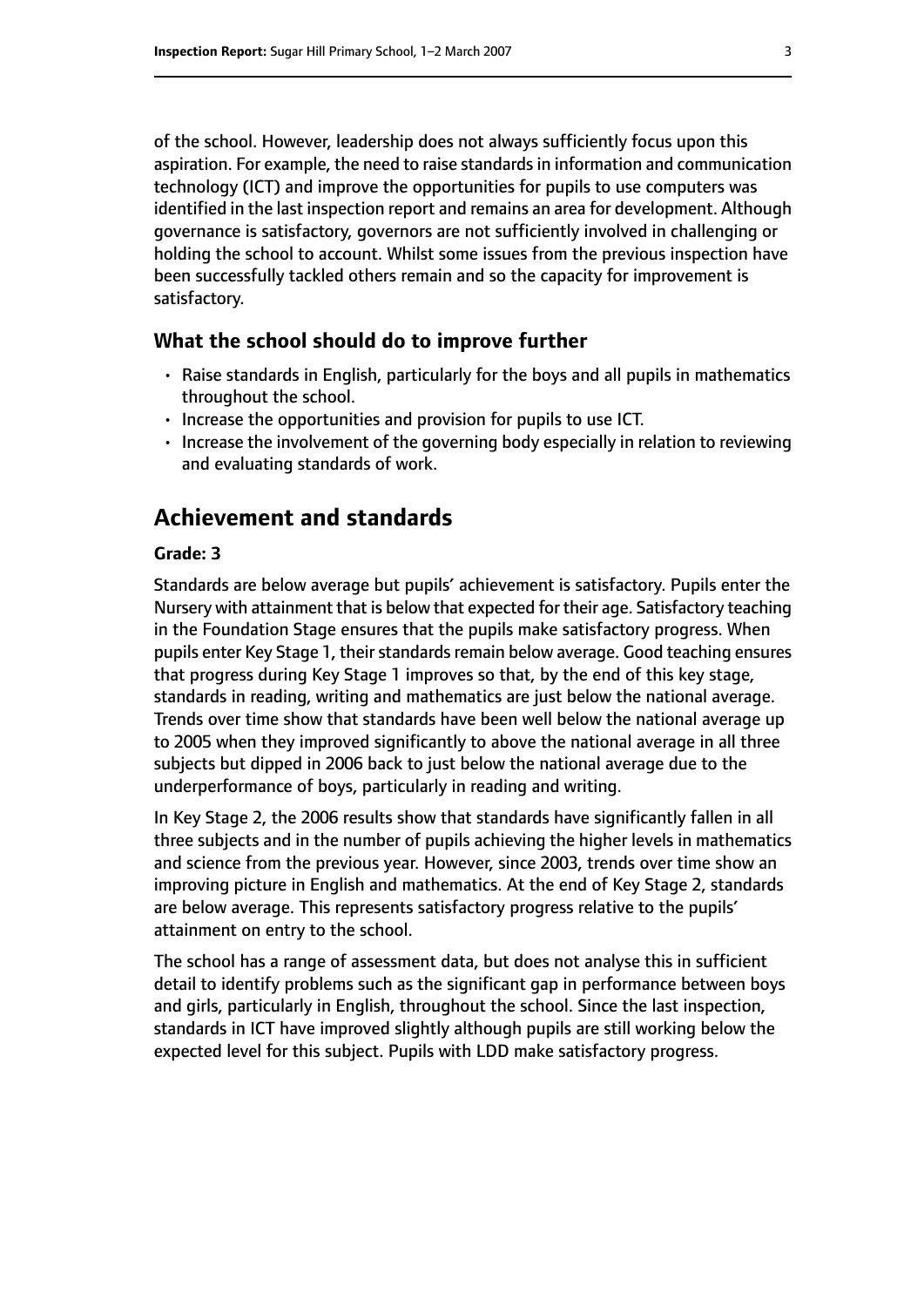of the school. However, leadership does not always sufficiently focus upon this aspiration. For example, the need to raise standards in information and communication technology (ICT) and improve the opportunities for pupils to use computers was identified in the last inspection report and remains an area for development. Although governance is satisfactory, governors are not sufficiently involved in challenging or holding the school to account. Whilst some issues from the previous inspection have been successfully tackled others remain and so the capacity for improvement is satisfactory.

### What the school should do to improve further

- Raise standards in English, particularly for the boys and all pupils in mathematics throughout the school.
- Increase the opportunities and provision for pupils to use ICT.
- Increase the involvement of the governing body especially in relation to reviewing and evaluating standards of work.

## Achievement and standards

**Grade: 3**

Standards are below average but pupils' achievement is satisfactory. Pupils enter the Nursery with attainment that is below that expected for their age. Satisfactory teaching in the Foundation Stage ensures that the pupils make satisfactory progress. When pupils enter Key Stage 1, their standards remain below average. Good teaching ensures that progress during Key Stage 1 improves so that, by the end of this key stage, standards in reading, writing and mathematics are just below the national average. Trends over time show that standards have been well below the national average up to 2005 when they improved significantly to above the national average in all three subjects but dipped in 2006 back to just below the national average due to the underperformance of boys, particularly in reading and writing.

In Key Stage 2, the 2006 results show that standards have significantly fallen in all three subjects and in the number of pupils achieving the higher levels in mathematics and science from the previous year. However, since 2003, trends over time show an improving picture in English and mathematics. At the end of Key Stage 2, standards are below average. This represents satisfactory progress relative to the pupils' attainment on entry to the school.

The school has a range of assessment data, but does not analyse this in sufficient detail to identify problems such as the significant gap in performance between boys and girls, particularly in English, throughout the school. Since the last inspection, standards in ICT have improved slightly although pupils are still working below the expected level for this subject. Pupils with LDD make satisfactory progress.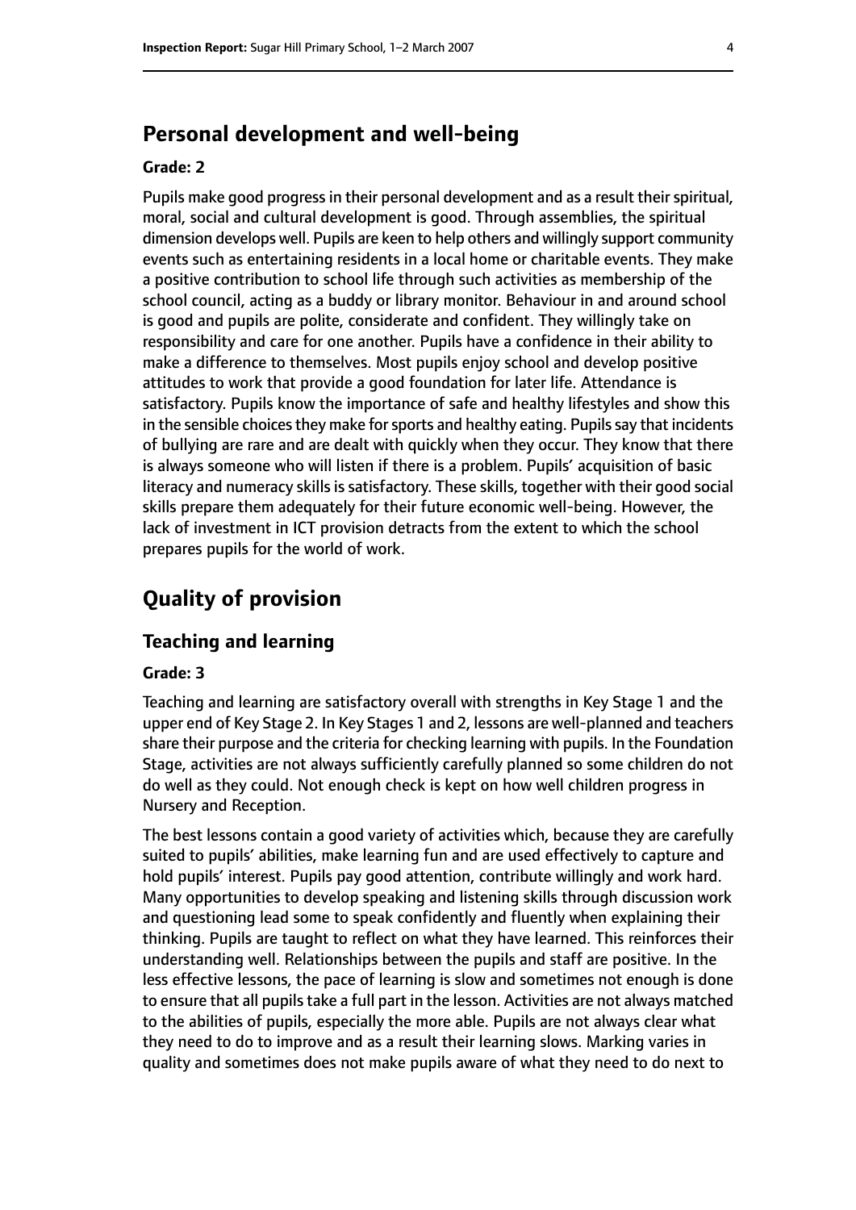## Personal development and well-being

**Grade: 2**

Pupils make good progress in their personal development and as a result their spiritual, moral, social and cultural development is good. Through assemblies, the spiritual dimension develops well. Pupils are keen to help others and willingly support community events such as entertaining residents in a local home or charitable events. They make a positive contribution to school life through such activities as membership of the school council, acting as a buddy or library monitor. Behaviour in and around school is good and pupils are polite, considerate and confident. They willingly take on responsibility and care for one another. Pupils have a confidence in their ability to make a difference to themselves. Most pupils enjoy school and develop positive attitudes to work that provide a good foundation for later life. Attendance is satisfactory. Pupils know the importance of safe and healthy lifestyles and show this in the sensible choices they make for sports and healthy eating. Pupils say that incidents of bullying are rare and are dealt with quickly when they occur. They know that there is always someone who will listen if there is a problem. Pupils' acquisition of basic literacy and numeracy skills is satisfactory. These skills, together with their good social skills prepare them adequately for their future economic well-being. However, the lack of investment in ICT provision detracts from the extent to which the school prepares pupils for the world of work.

# Quality of provision

## Teaching and learning

**Grade: 3**

Teaching and learning are satisfactory overall with strengths in Key Stage 1 and the upper end of Key Stage 2. In Key Stages 1 and 2, lessons are well-planned and teachers share their purpose and the criteria for checking learning with pupils. In the Foundation Stage, activities are not always sufficiently carefully planned so some children do not do well as they could. Not enough check is kept on how well children progress in Nursery and Reception.

The best lessons contain a good variety of activities which, because they are carefully suited to pupils' abilities, make learning fun and are used effectively to capture and hold pupils' interest. Pupils pay good attention, contribute willingly and work hard. Many opportunities to develop speaking and listening skills through discussion work and questioning lead some to speak confidently and fluently when explaining their thinking. Pupils are taught to reflect on what they have learned. This reinforces their understanding well. Relationships between the pupils and staff are positive. In the less effective lessons, the pace of learning is slow and sometimes not enough is done to ensure that all pupils take a full part in the lesson. Activities are not always matched to the abilities of pupils, especially the more able. Pupils are not always clear what they need to do to improve and as a result their learning slows. Marking varies in quality and sometimes does not make pupils aware of what they need to do next to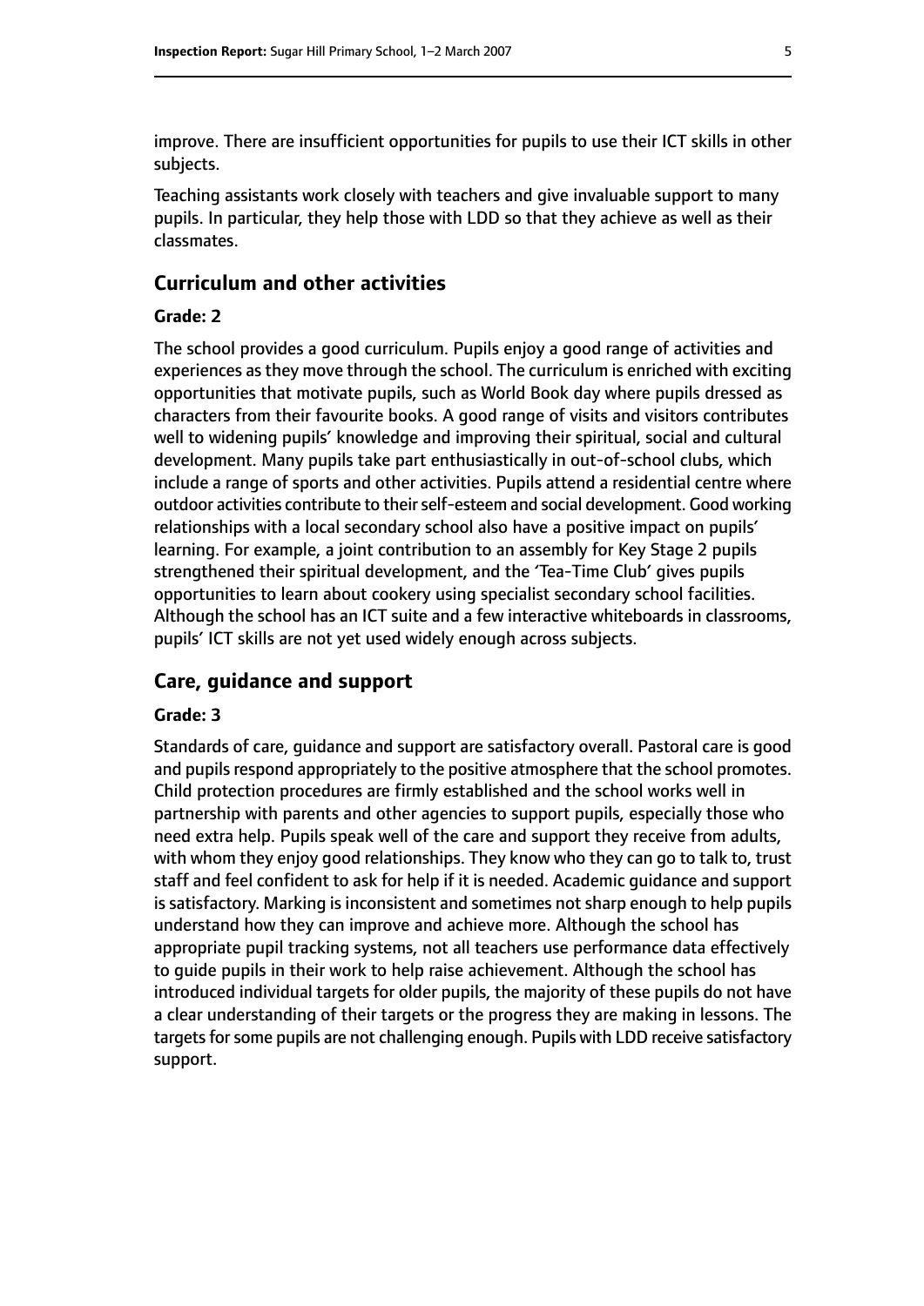improve. There are insufficient opportunities for pupils to use their ICT skills in other subjects.

Teaching assistants work closely with teachers and give invaluable support to many pupils. In particular, they help those with LDD so that they achieve as well as their classmates.

## Curriculum and other activities

#### Grade: 2

The school provides a good curriculum. Pupils enjoy a good range of activities and experiences as they move through the school. The curriculum is enriched with exciting opportunities that motivate pupils, such as World Book day where pupils dressed as characters from their favourite books. A good range of visits and visitors contributes well to widening pupils' knowledge and improving their spiritual, social and cultural development. Many pupils take part enthusiastically in out-of-school clubs, which include a range of sports and other activities. Pupils attend a residential centre where outdoor activities contribute to their self-esteem and social development. Good working relationships with a local secondary school also have a positive impact on pupils' learning. For example, a joint contribution to an assembly for Key Stage 2 pupils strengthened their spiritual development, and the 'Tea-Time Club' gives pupils opportunities to learn about cookery using specialist secondary school facilities. Although the school has an ICT suite and a few interactive whiteboards in classrooms, pupils' ICT skills are not yet used widely enough across subjects.

## Care, guidance and support

#### Grade: 3

Standards of care, guidance and support are satisfactory overall. Pastoral care is good and pupils respond appropriately to the positive atmosphere that the school promotes. Child protection procedures are firmly established and the school works well in partnership with parents and other agencies to support pupils, especially those who need extra help. Pupils speak well of the care and support they receive from adults, with whom they enjoy good relationships. They know who they can go to talk to, trust staff and feel confident to ask for help if it is needed. Academic guidance and support is satisfactory. Marking is inconsistent and sometimes not sharp enough to help pupils understand how they can improve and achieve more. Although the school has appropriate pupil tracking systems, not all teachers use performance data effectively to guide pupils in their work to help raise achievement. Although the school has introduced individual targets for older pupils, the majority of these pupils do not have a clear understanding of their targets or the progress they are making in lessons. The targets for some pupils are not challenging enough. Pupils with LDD receive satisfactory support.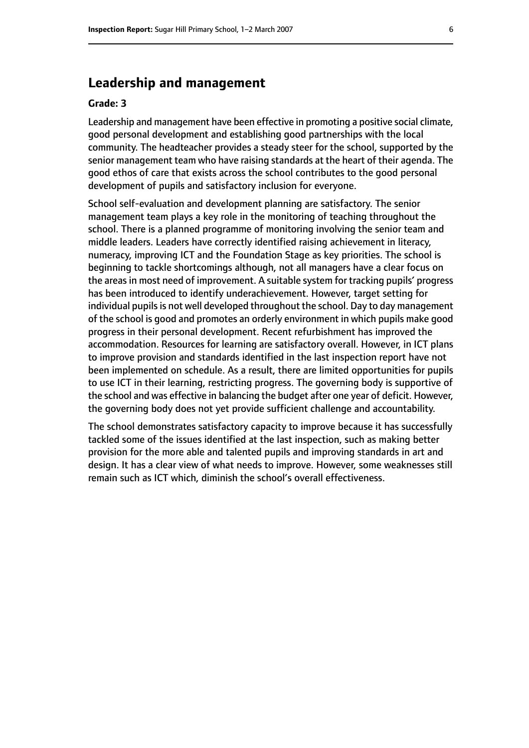## Leadership and management

**Grade: 3**

Leadership and management have been effective in promoting a positive social climate, good personal development and establishing good partnerships with the local community. The headteacher provides a steady steer for the school, supported by the senior management team who have raising standards at the heart of their agenda. The good ethos of care that exists across the school contributes to the good personal development of pupils and satisfactory inclusion for everyone.

School self-evaluation and development planning are satisfactory. The senior management team plays a key role in the monitoring of teaching throughout the school. There is a planned programme of monitoring involving the senior team and middle leaders. Leaders have correctly identified raising achievement in literacy, numeracy, improving ICT and the Foundation Stage as key priorities. The school is beginning to tackle shortcomings although, not all managers have a clear focus on the areas in most need of improvement. A suitable system for tracking pupils' progress has been introduced to identify underachievement. However, target setting for individual pupils is not well developed throughout the school. Day to day management of the school is good and promotes an orderly environment in which pupils make good progress in their personal development. Recent refurbishment has improved the accommodation. Resources for learning are satisfactory overall. However, in ICT plans to improve provision and standards identified in the last inspection report have not been implemented on schedule. As a result, there are limited opportunities for pupils to use ICT in their learning, restricting progress. The governing body is supportive of the school and was effective in balancing the budget after one year of deficit. However, the governing body does not yet provide sufficient challenge and accountability.

The school demonstrates satisfactory capacity to improve because it has successfully tackled some of the issues identified at the last inspection, such as making better provision for the more able and talented pupils and improving standards in art and design. It has a clear view of what needs to improve. However, some weaknesses still remain such as ICT which, diminish the school's overall effectiveness.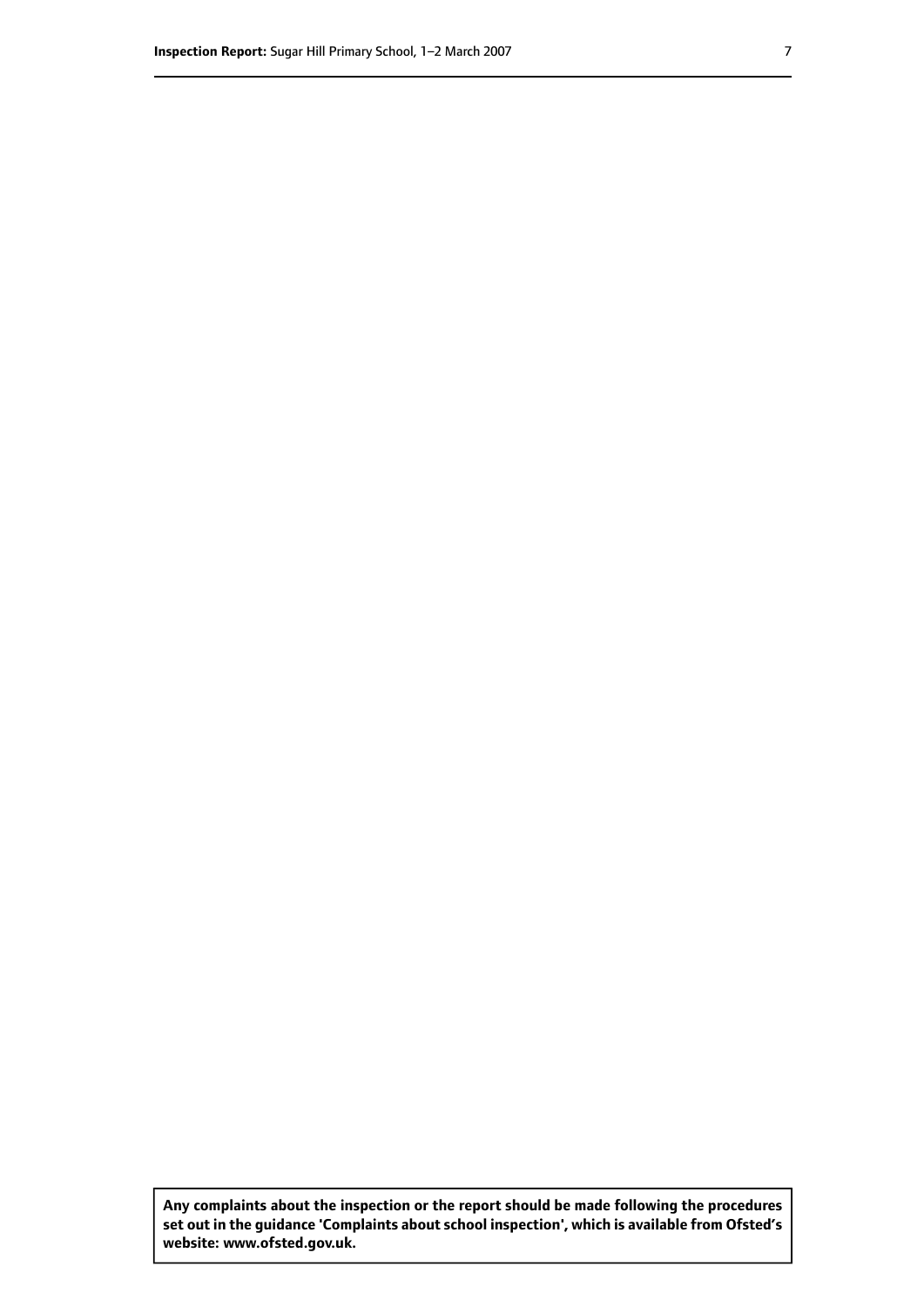**Any complaints about the inspection or the report should be made following the procedures set out in the guidance 'Complaints about school inspection', which is available from Ofsted's website: www.ofsted.gov.uk.**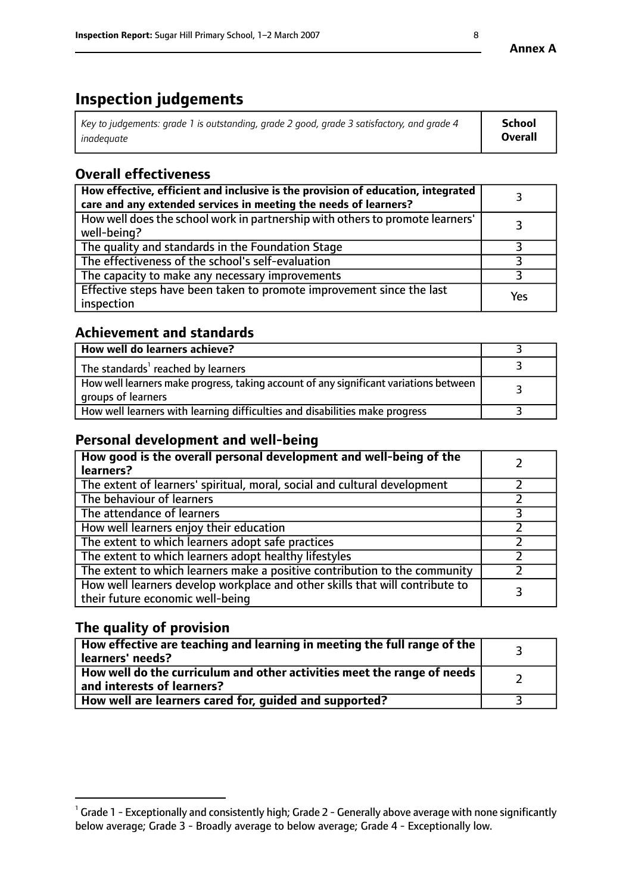# Inspection judgements

| *Key to judgements: grade 1 is outstanding, grade 2 good, grade 3 satisfactory, and grade 4 inadequate* | **School Overall** |
|---|---|

## Overall effectiveness

| | |
|---|---|
| **How effective, efficient and inclusive is the provision of education, integrated care and any extended services in meeting the needs of learners?** | 3 |
| How well does the school work in partnership with others to promote learners' well-being? | 3 |
| The quality and standards in the Foundation Stage | 3 |
| The effectiveness of the school's self-evaluation | 3 |
| The capacity to make any necessary improvements | 3 |
| Effective steps have been taken to promote improvement since the last inspection | Yes |

## Achievement and standards

| | |
|---|---|
| **How well do learners achieve?** | 3 |
| The standards[1] reached by learners | 3 |
| How well learners make progress, taking account of any significant variations between groups of learners | 3 |
| How well learners with learning difficulties and disabilities make progress | 3 |

## Personal development and well-being

| | |
|---|---|
| **How good is the overall personal development and well-being of the learners?** | 2 |
| The extent of learners' spiritual, moral, social and cultural development | 2 |
| The behaviour of learners | 2 |
| The attendance of learners | 3 |
| How well learners enjoy their education | 2 |
| The extent to which learners adopt safe practices | 2 |
| The extent to which learners adopt healthy lifestyles | 2 |
| The extent to which learners make a positive contribution to the community | 2 |
| How well learners develop workplace and other skills that will contribute to their future economic well-being | 3 |

## The quality of provision

| | |
|---|---|
| **How effective are teaching and learning in meeting the full range of the learners' needs?** | 3 |
| **How well do the curriculum and other activities meet the range of needs and interests of learners?** | 2 |
| **How well are learners cared for, guided and supported?** | 3 |

[1] Grade 1 - Exceptionally and consistently high; Grade 2 - Generally above average with none significantly below average; Grade 3 - Broadly average to below average; Grade 4 - Exceptionally low.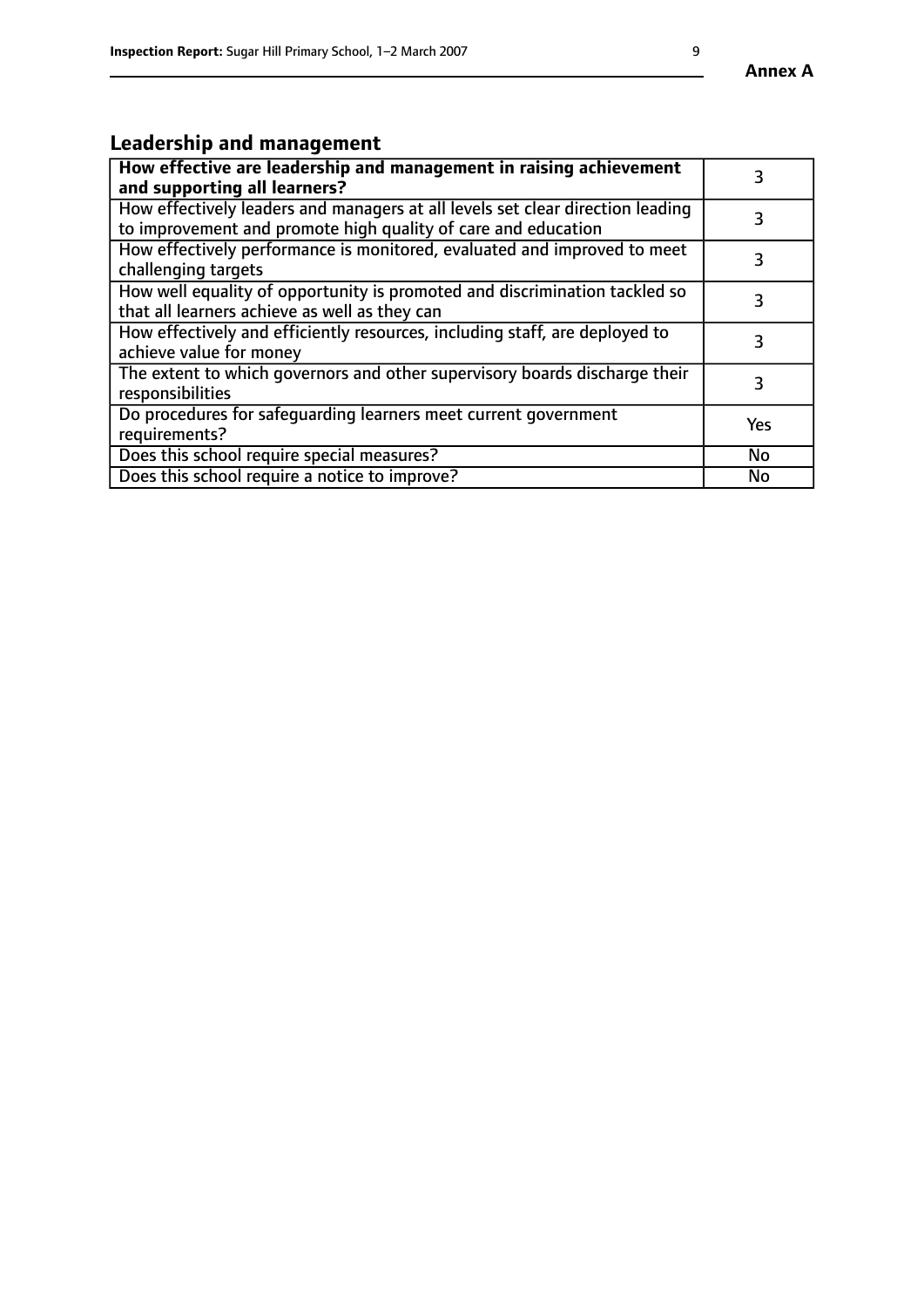## Leadership and management

| **How effective are leadership and management in raising achievement and supporting all learners?** | 3 |
|---|---|
| How effectively leaders and managers at all levels set clear direction leading to improvement and promote high quality of care and education | 3 |
| How effectively performance is monitored, evaluated and improved to meet challenging targets | 3 |
| How well equality of opportunity is promoted and discrimination tackled so that all learners achieve as well as they can | 3 |
| How effectively and efficiently resources, including staff, are deployed to achieve value for money | 3 |
| The extent to which governors and other supervisory boards discharge their responsibilities | 3 |
| Do procedures for safeguarding learners meet current government requirements? | Yes |
| Does this school require special measures? | No |
| Does this school require a notice to improve? | No |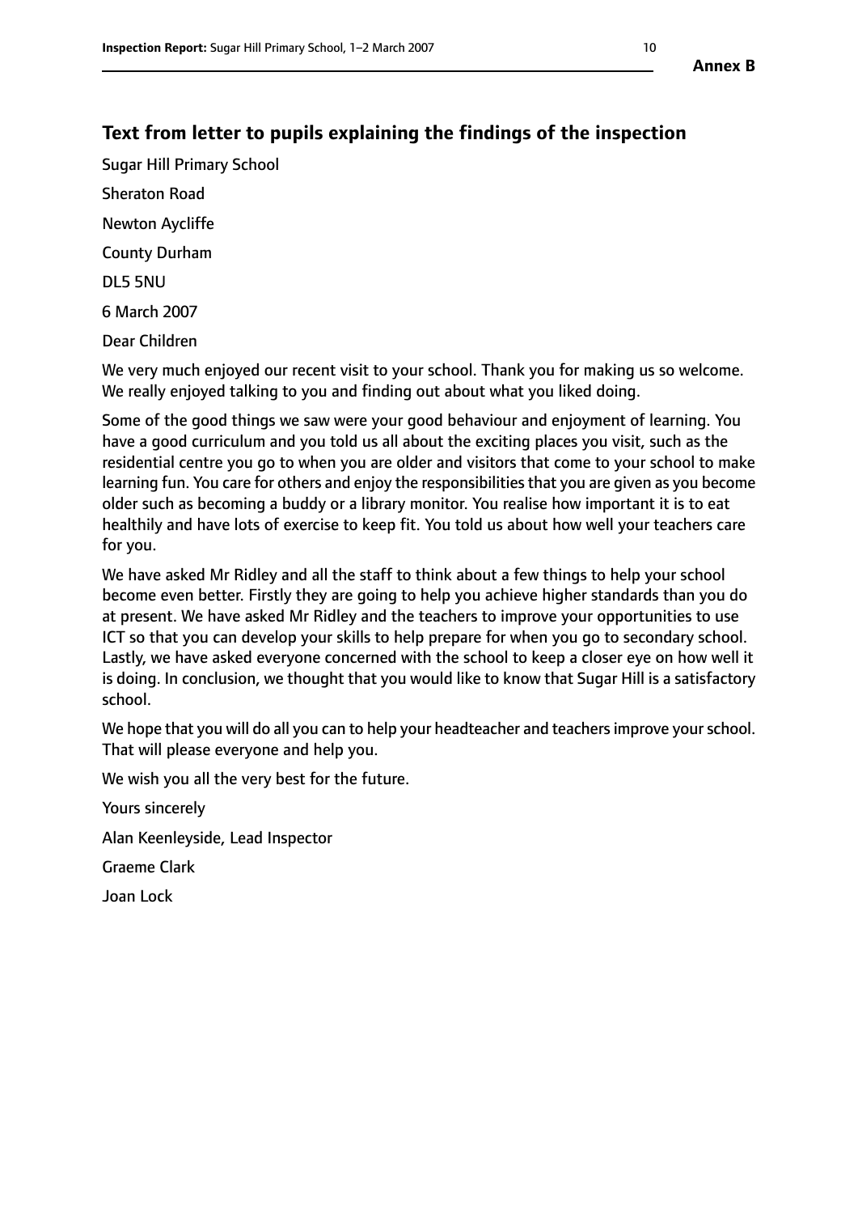## Text from letter to pupils explaining the findings of the inspection

Sugar Hill Primary School

Sheraton Road

Newton Aycliffe

County Durham

DL5 5NU

6 March 2007

Dear Children

We very much enjoyed our recent visit to your school. Thank you for making us so welcome. We really enjoyed talking to you and finding out about what you liked doing.

Some of the good things we saw were your good behaviour and enjoyment of learning. You have a good curriculum and you told us all about the exciting places you visit, such as the residential centre you go to when you are older and visitors that come to your school to make learning fun. You care for others and enjoy the responsibilities that you are given as you become older such as becoming a buddy or a library monitor. You realise how important it is to eat healthily and have lots of exercise to keep fit. You told us about how well your teachers care for you.

We have asked Mr Ridley and all the staff to think about a few things to help your school become even better. Firstly they are going to help you achieve higher standards than you do at present. We have asked Mr Ridley and the teachers to improve your opportunities to use ICT so that you can develop your skills to help prepare for when you go to secondary school. Lastly, we have asked everyone concerned with the school to keep a closer eye on how well it is doing. In conclusion, we thought that you would like to know that Sugar Hill is a satisfactory school.

We hope that you will do all you can to help your headteacher and teachers improve your school. That will please everyone and help you.

We wish you all the very best for the future.

Yours sincerely

Alan Keenleyside, Lead Inspector

Graeme Clark

Joan Lock